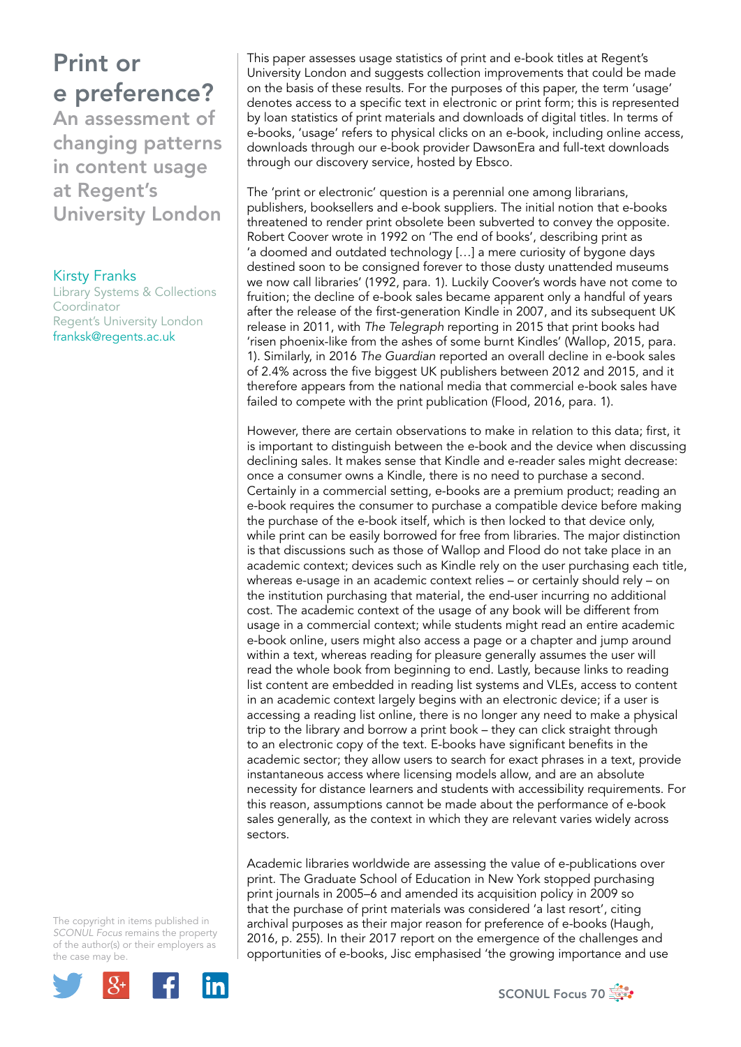# Print or e preference?

## An assessment of changing patterns in content usage at Regent's University London

**Kirsty Franks**
Library Systems & Collections Coordinator
Regent's University London
franksk@regents.ac.uk

This paper assesses usage statistics of print and e-book titles at Regent's University London and suggests collection improvements that could be made on the basis of these results. For the purposes of this paper, the term 'usage' denotes access to a specific text in electronic or print form; this is represented by loan statistics of print materials and downloads of digital titles. In terms of e-books, 'usage' refers to physical clicks on an e-book, including online access, downloads through our e-book provider DawsonEra and full-text downloads through our discovery service, hosted by Ebsco.

The 'print or electronic' question is a perennial one among librarians, publishers, booksellers and e-book suppliers. The initial notion that e-books threatened to render print obsolete been subverted to convey the opposite. Robert Coover wrote in 1992 on 'The end of books', describing print as 'a doomed and outdated technology […] a mere curiosity of bygone days destined soon to be consigned forever to those dusty unattended museums we now call libraries' (1992, para. 1). Luckily Coover's words have not come to fruition; the decline of e-book sales became apparent only a handful of years after the release of the first-generation Kindle in 2007, and its subsequent UK release in 2011, with *The Telegraph* reporting in 2015 that print books had 'risen phoenix-like from the ashes of some burnt Kindles' (Wallop, 2015, para. 1). Similarly, in 2016 *The Guardian* reported an overall decline in e-book sales of 2.4% across the five biggest UK publishers between 2012 and 2015, and it therefore appears from the national media that commercial e-book sales have failed to compete with the print publication (Flood, 2016, para. 1).

However, there are certain observations to make in relation to this data; first, it is important to distinguish between the e-book and the device when discussing declining sales. It makes sense that Kindle and e-reader sales might decrease: once a consumer owns a Kindle, there is no need to purchase a second. Certainly in a commercial setting, e-books are a premium product; reading an e-book requires the consumer to purchase a compatible device before making the purchase of the e-book itself, which is then locked to that device only, while print can be easily borrowed for free from libraries. The major distinction is that discussions such as those of Wallop and Flood do not take place in an academic context; devices such as Kindle rely on the user purchasing each title, whereas e-usage in an academic context relies – or certainly should rely – on the institution purchasing that material, the end-user incurring no additional cost. The academic context of the usage of any book will be different from usage in a commercial context; while students might read an entire academic e-book online, users might also access a page or a chapter and jump around within a text, whereas reading for pleasure generally assumes the user will read the whole book from beginning to end. Lastly, because links to reading list content are embedded in reading list systems and VLEs, access to content in an academic context largely begins with an electronic device; if a user is accessing a reading list online, there is no longer any need to make a physical trip to the library and borrow a print book – they can click straight through to an electronic copy of the text. E-books have significant benefits in the academic sector; they allow users to search for exact phrases in a text, provide instantaneous access where licensing models allow, and are an absolute necessity for distance learners and students with accessibility requirements. For this reason, assumptions cannot be made about the performance of e-book sales generally, as the context in which they are relevant varies widely across sectors.

Academic libraries worldwide are assessing the value of e-publications over print. The Graduate School of Education in New York stopped purchasing print journals in 2005–6 and amended its acquisition policy in 2009 so that the purchase of print materials was considered 'a last resort', citing archival purposes as their major reason for preference of e-books (Haugh, 2016, p. 255). In their 2017 report on the emergence of the challenges and opportunities of e-books, Jisc emphasised 'the growing importance and use

The copyright in items published in *SCONUL Focus* remains the property of the author(s) or their employers as the case may be.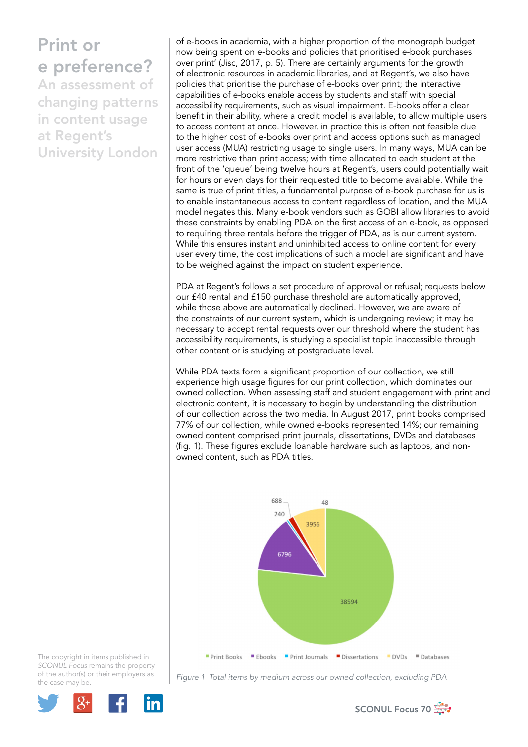# Print or e preference?

## An assessment of changing patterns in content usage at Regent's University London

of e-books in academia, with a higher proportion of the monograph budget now being spent on e-books and policies that prioritised e-book purchases over print' (Jisc, 2017, p. 5). There are certainly arguments for the growth of electronic resources in academic libraries, and at Regent's, we also have policies that prioritise the purchase of e-books over print; the interactive capabilities of e-books enable access by students and staff with special accessibility requirements, such as visual impairment. E-books offer a clear benefit in their ability, where a credit model is available, to allow multiple users to access content at once. However, in practice this is often not feasible due to the higher cost of e-books over print and access options such as managed user access (MUA) restricting usage to single users. In many ways, MUA can be more restrictive than print access; with time allocated to each student at the front of the 'queue' being twelve hours at Regent's, users could potentially wait for hours or even days for their requested title to become available. While the same is true of print titles, a fundamental purpose of e-book purchase for us is to enable instantaneous access to content regardless of location, and the MUA model negates this. Many e-book vendors such as GOBI allow libraries to avoid these constraints by enabling PDA on the first access of an e-book, as opposed to requiring three rentals before the trigger of PDA, as is our current system. While this ensures instant and uninhibited access to online content for every user every time, the cost implications of such a model are significant and have to be weighed against the impact on student experience.

PDA at Regent's follows a set procedure of approval or refusal; requests below our £40 rental and £150 purchase threshold are automatically approved, while those above are automatically declined. However, we are aware of the constraints of our current system, which is undergoing review; it may be necessary to accept rental requests over our threshold where the student has accessibility requirements, is studying a specialist topic inaccessible through other content or is studying at postgraduate level.

While PDA texts form a significant proportion of our collection, we still experience high usage figures for our print collection, which dominates our owned collection. When assessing staff and student engagement with print and electronic content, it is necessary to begin by understanding the distribution of our collection across the two media. In August 2017, print books comprised 77% of our collection, while owned e-books represented 14%; our remaining owned content comprised print journals, dissertations, DVDs and databases (fig. 1). These figures exclude loanable hardware such as laptops, and non-owned content, such as PDA titles.

| Medium | Items |
|---|---|
| Print Books | 38594 |
| Ebooks | 6796 |
| Print Journals | 240 |
| Dissertations | 688 |
| DVDs | 3956 |
| Databases | 48 |

*Figure 1 Total items by medium across our owned collection, excluding PDA*

The copyright in items published in *SCONUL Focus* remains the property of the author(s) or their employers as the case may be.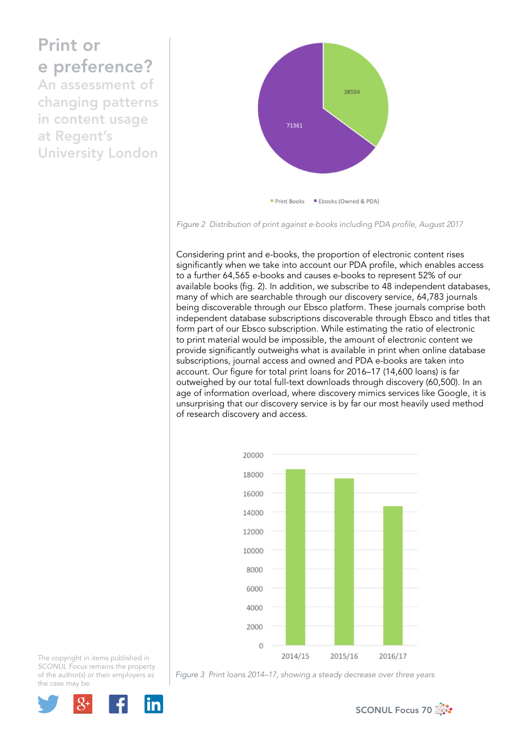Figure 2  Distribution of print against e-books including PDA profile, August 2017

Considering print and e-books, the proportion of electronic content rises significantly when we take into account our PDA profile, which enables access to a further 64,565 e-books and causes e-books to represent 52% of our available books (fig. 2). In addition, we subscribe to 48 independent databases, many of which are searchable through our discovery service, 64,783 journals being discoverable through our Ebsco platform. These journals comprise both independent database subscriptions discoverable through Ebsco and titles that form part of our Ebsco subscription. While estimating the ratio of electronic to print material would be impossible, the amount of electronic content we provide significantly outweighs what is available in print when online database subscriptions, journal access and owned and PDA e-books are taken into account. Our figure for total print loans for 2016–17 (14,600 loans) is far outweighed by our total full-text downloads through discovery (60,500). In an age of information overload, where discovery mimics services like Google, it is unsurprising that our discovery service is by far our most heavily used method of research discovery and access.

Figure 3  Print loans 2014–17, showing a steady decrease over three years

The copyright in items published in *SCONUL Focus* remains the property of the author(s) or their employers as the case may be.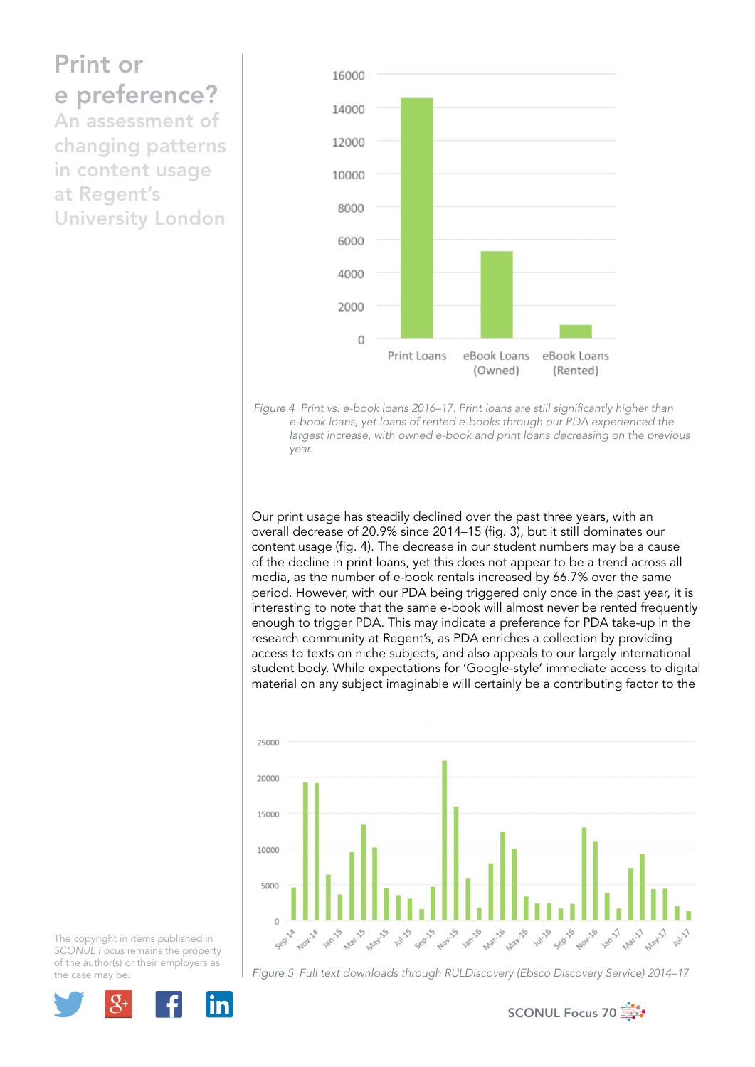# Print or e preference?

## An assessment of changing patterns in content usage at Regent's University London

*Figure 4 Print vs. e-book loans 2016–17. Print loans are still significantly higher than e-book loans, yet loans of rented e-books through our PDA experienced the largest increase, with owned e-book and print loans decreasing on the previous year.*

Our print usage has steadily declined over the past three years, with an overall decrease of 20.9% since 2014–15 (fig. 3), but it still dominates our content usage (fig. 4). The decrease in our student numbers may be a cause of the decline in print loans, yet this does not appear to be a trend across all media, as the number of e-book rentals increased by 66.7% over the same period. However, with our PDA being triggered only once in the past year, it is interesting to note that the same e-book will almost never be rented frequently enough to trigger PDA. This may indicate a preference for PDA take-up in the research community at Regent's, as PDA enriches a collection by providing access to texts on niche subjects, and also appeals to our largely international student body. While expectations for 'Google-style' immediate access to digital material on any subject imaginable will certainly be a contributing factor to the

*Figure 5 Full text downloads through RULDiscovery (Ebsco Discovery Service) 2014–17*

The copyright in items published in *SCONUL Focus* remains the property of the author(s) or their employers as the case may be.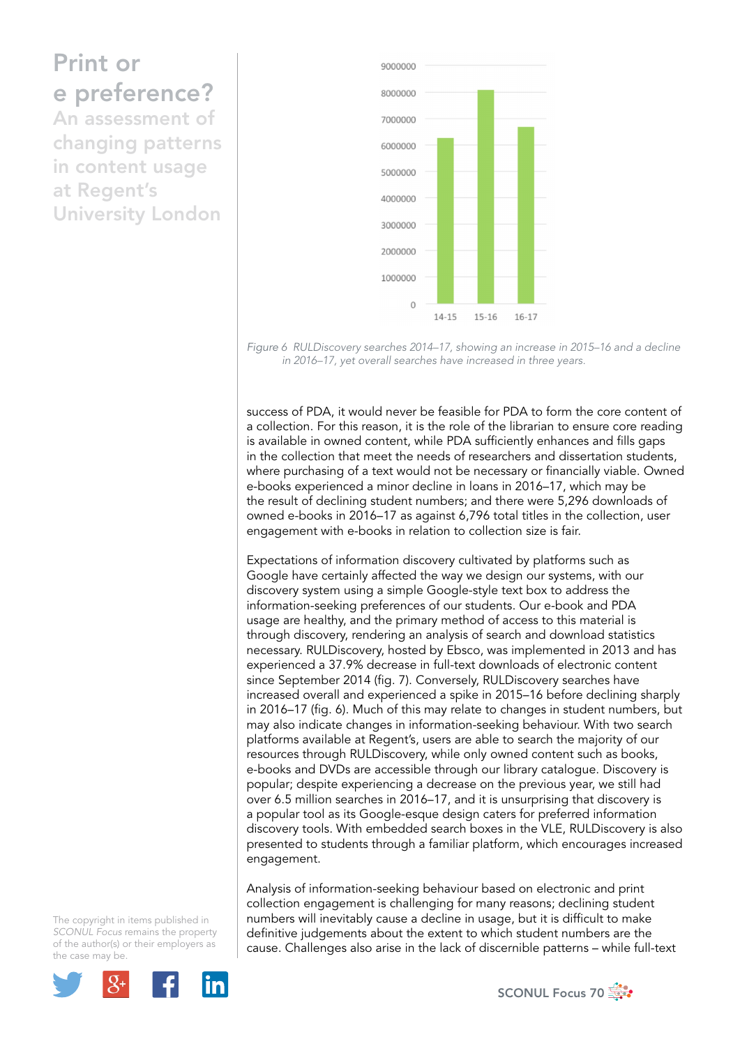Figure 6 RULDiscovery searches 2014–17, showing an increase in 2015–16 and a decline in 2016–17, yet overall searches have increased in three years.

success of PDA, it would never be feasible for PDA to form the core content of a collection. For this reason, it is the role of the librarian to ensure core reading is available in owned content, while PDA sufficiently enhances and fills gaps in the collection that meet the needs of researchers and dissertation students, where purchasing of a text would not be necessary or financially viable. Owned e-books experienced a minor decline in loans in 2016–17, which may be the result of declining student numbers; and there were 5,296 downloads of owned e-books in 2016–17 as against 6,796 total titles in the collection, user engagement with e-books in relation to collection size is fair.

Expectations of information discovery cultivated by platforms such as Google have certainly affected the way we design our systems, with our discovery system using a simple Google-style text box to address the information-seeking preferences of our students. Our e-book and PDA usage are healthy, and the primary method of access to this material is through discovery, rendering an analysis of search and download statistics necessary. RULDiscovery, hosted by Ebsco, was implemented in 2013 and has experienced a 37.9% decrease in full-text downloads of electronic content since September 2014 (fig. 7). Conversely, RULDiscovery searches have increased overall and experienced a spike in 2015–16 before declining sharply in 2016–17 (fig. 6). Much of this may relate to changes in student numbers, but may also indicate changes in information-seeking behaviour. With two search platforms available at Regent's, users are able to search the majority of our resources through RULDiscovery, while only owned content such as books, e-books and DVDs are accessible through our library catalogue. Discovery is popular; despite experiencing a decrease on the previous year, we still had over 6.5 million searches in 2016–17, and it is unsurprising that discovery is a popular tool as its Google-esque design caters for preferred information discovery tools. With embedded search boxes in the VLE, RULDiscovery is also presented to students through a familiar platform, which encourages increased engagement.

Analysis of information-seeking behaviour based on electronic and print collection engagement is challenging for many reasons; declining student numbers will inevitably cause a decline in usage, but it is difficult to make definitive judgements about the extent to which student numbers are the cause. Challenges also arise in the lack of discernible patterns – while full-text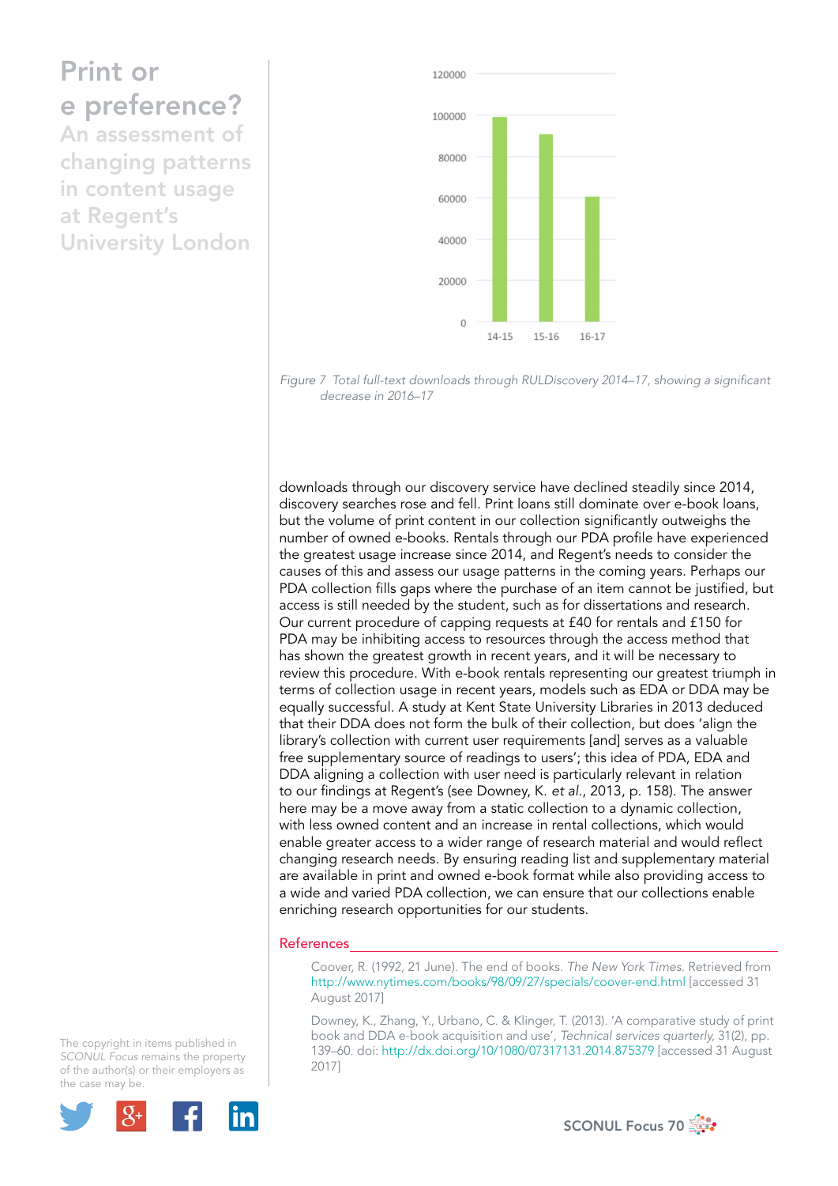Figure 7  Total full-text downloads through RULDiscovery 2014–17, showing a significant decrease in 2016–17

downloads through our discovery service have declined steadily since 2014, discovery searches rose and fell. Print loans still dominate over e-book loans, but the volume of print content in our collection significantly outweighs the number of owned e-books. Rentals through our PDA profile have experienced the greatest usage increase since 2014, and Regent's needs to consider the causes of this and assess our usage patterns in the coming years. Perhaps our PDA collection fills gaps where the purchase of an item cannot be justified, but access is still needed by the student, such as for dissertations and research. Our current procedure of capping requests at £40 for rentals and £150 for PDA may be inhibiting access to resources through the access method that has shown the greatest growth in recent years, and it will be necessary to review this procedure. With e-book rentals representing our greatest triumph in terms of collection usage in recent years, models such as EDA or DDA may be equally successful. A study at Kent State University Libraries in 2013 deduced that their DDA does not form the bulk of their collection, but does 'align the library's collection with current user requirements [and] serves as a valuable free supplementary source of readings to users'; this idea of PDA, EDA and DDA aligning a collection with user need is particularly relevant in relation to our findings at Regent's (see Downey, K. *et al.*, 2013, p. 158). The answer here may be a move away from a static collection to a dynamic collection, with less owned content and an increase in rental collections, which would enable greater access to a wider range of research material and would reflect changing research needs. By ensuring reading list and supplementary material are available in print and owned e-book format while also providing access to a wide and varied PDA collection, we can ensure that our collections enable enriching research opportunities for our students.

## References

Coover, R. (1992, 21 June). The end of books. *The New York Times*. Retrieved from http://www.nytimes.com/books/98/09/27/specials/coover-end.html [accessed 31 August 2017]

Downey, K., Zhang, Y., Urbano, C. & Klinger, T. (2013). 'A comparative study of print book and DDA e-book acquisition and use', *Technical services quarterly*, 31(2), pp. 139–60. doi: http://dx.doi.org/10/1080/07317131.2014.875379 [accessed 31 August 2017]

The copyright in items published in *SCONUL Focus* remains the property of the author(s) or their employers as the case may be.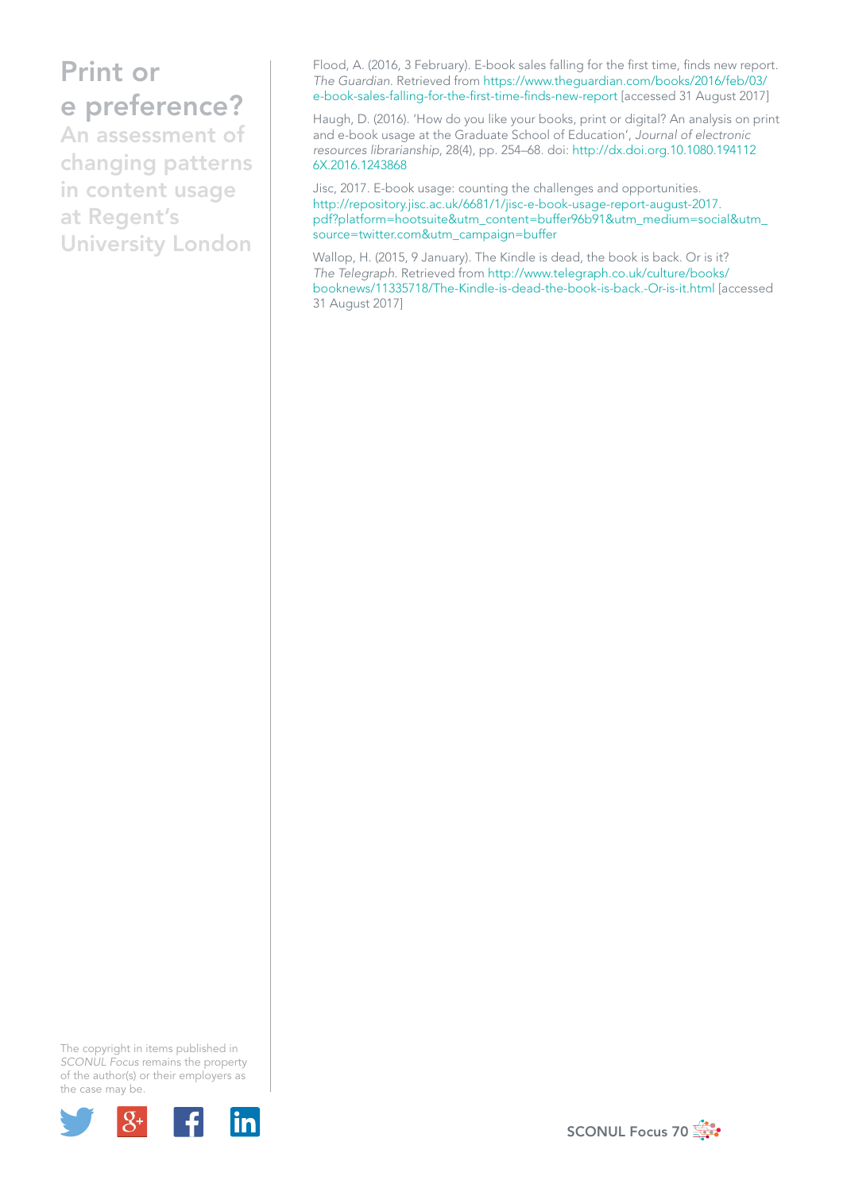Flood, A. (2016, 3 February). E-book sales falling for the first time, finds new report. *The Guardian*. Retrieved from https://www.theguardian.com/books/2016/feb/03/e-book-sales-falling-for-the-first-time-finds-new-report [accessed 31 August 2017]

Haugh, D. (2016). 'How do you like your books, print or digital? An analysis on print and e-book usage at the Graduate School of Education', *Journal of electronic resources librarianship*, 28(4), pp. 254–68. doi: http://dx.doi.org.10.1080.1941126X.2016.1243868

Jisc, 2017. E-book usage: counting the challenges and opportunities. http://repository.jisc.ac.uk/6681/1/jisc-e-book-usage-report-august-2017.pdf?platform=hootsuite&utm_content=buffer96b91&utm_medium=social&utm_source=twitter.com&utm_campaign=buffer

Wallop, H. (2015, 9 January). The Kindle is dead, the book is back. Or is it? *The Telegraph*. Retrieved from http://www.telegraph.co.uk/culture/books/booknews/11335718/The-Kindle-is-dead-the-book-is-back.-Or-is-it.html [accessed 31 August 2017]

The copyright in items published in *SCONUL Focus* remains the property of the author(s) or their employers as the case may be.